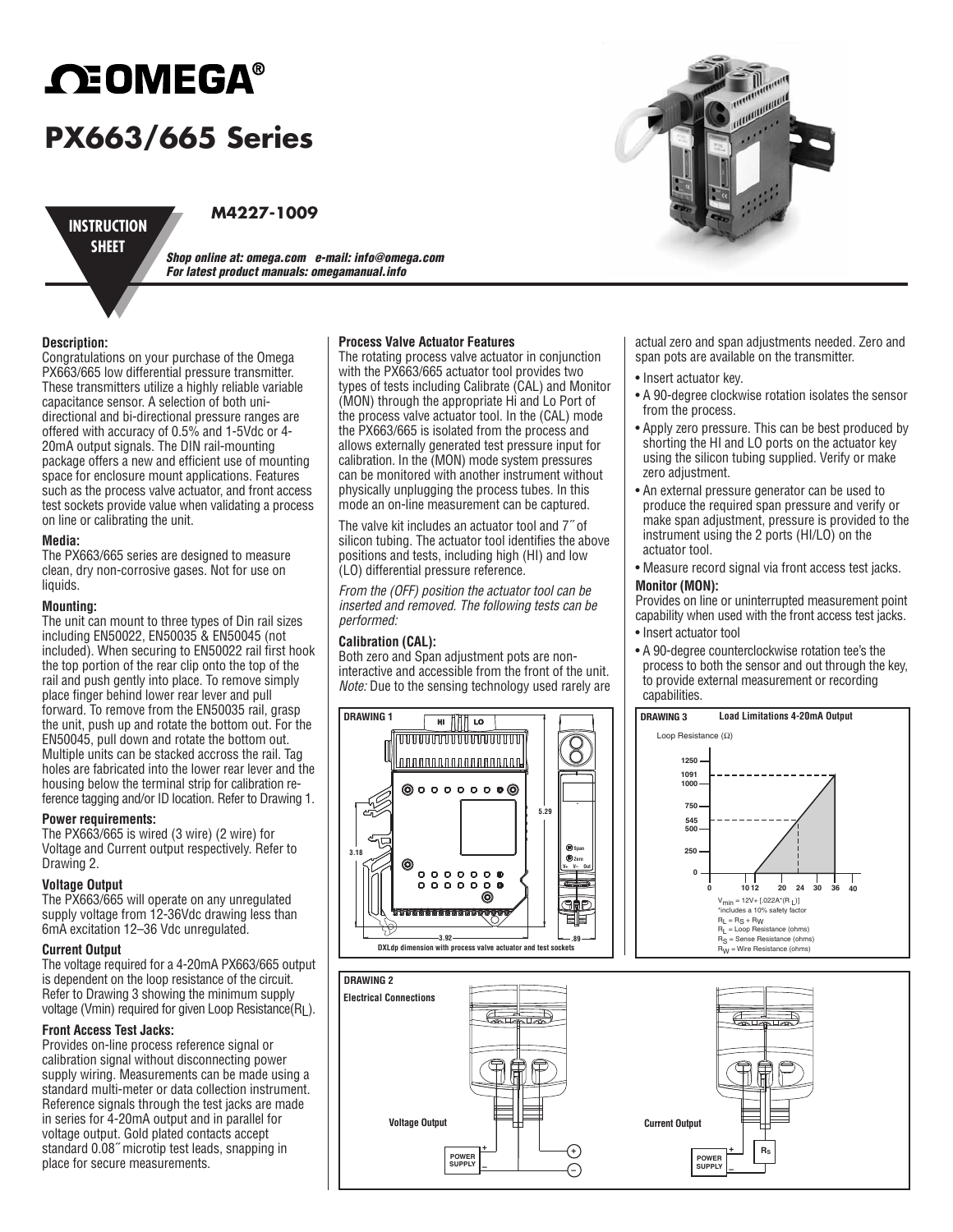# OMEGA®

# PX663/665 Series

**INSTRUCTION SHEET**

**M4227-1009**

***Shop online at: omega.com e-mail: info@omega.com***
***For latest product manuals: omegamanual.info***

### Description:

Congratulations on your purchase of the Omega PX663/665 low differential pressure transmitter. These transmitters utilize a highly reliable variable capacitance sensor. A selection of both uni-directional and bi-directional pressure ranges are offered with accuracy of 0.5% and 1-5Vdc or 4-20mA output signals. The DIN rail-mounting package offers a new and efficient use of mounting space for enclosure mount applications. Features such as the process valve actuator, and front access test sockets provide value when validating a process on line or calibrating the unit.

### Media:

The PX663/665 series are designed to measure clean, dry non-corrosive gases. Not for use on liquids.

### Mounting:

The unit can mount to three types of Din rail sizes including EN50022, EN50035 & EN50045 (not included). When securing to EN50022 rail first hook the top portion of the rear clip onto the top of the rail and push gently into place. To remove simply place finger behind lower rear lever and pull forward. To remove from the EN50035 rail, grasp the unit, push up and rotate the bottom out. For the EN50045, pull down and rotate the bottom out. Multiple units can be stacked accross the rail. Tag holes are fabricated into the lower rear lever and the housing below the terminal strip for calibration reference tagging and/or ID location. Refer to Drawing 1.

### Power requirements:

The PX663/665 is wired (3 wire) (2 wire) for Voltage and Current output respectively. Refer to Drawing 2.

### Voltage Output

The PX663/665 will operate on any unregulated supply voltage from 12-36Vdc drawing less than 6mA excitation 12–36 Vdc unregulated.

### Current Output

The voltage required for a 4-20mA PX663/665 output is dependent on the loop resistance of the circuit. Refer to Drawing 3 showing the minimum supply voltage (Vmin) required for given Loop Resistance($R_L$).

### Front Access Test Jacks:

Provides on-line process reference signal or calibration signal without disconnecting power supply wiring. Measurements can be made using a standard multi-meter or data collection instrument. Reference signals through the test jacks are made in series for 4-20mA output and in parallel for voltage output. Gold plated contacts accept standard 0.08˝ microtip test leads, snapping in place for secure measurements.

### Process Valve Actuator Features

The rotating process valve actuator in conjunction with the PX663/665 actuator tool provides two types of tests including Calibrate (CAL) and Monitor (MON) through the appropriate Hi and Lo Port of the process valve actuator tool. In the (CAL) mode the PX663/665 is isolated from the process and allows externally generated test pressure input for calibration. In the (MON) mode system pressures can be monitored with another instrument without physically unplugging the process tubes. In this mode an on-line measurement can be captured.

The valve kit includes an actuator tool and 7˝ of silicon tubing. The actuator tool identifies the above positions and tests, including high (HI) and low (LO) differential pressure reference.

*From the (OFF) position the actuator tool can be inserted and removed. The following tests can be performed:*

### Calibration (CAL):

Both zero and Span adjustment pots are non-interactive and accessible from the front of the unit. *Note:* Due to the sensing technology used rarely are actual zero and span adjustments needed. Zero and span pots are available on the transmitter.

- Insert actuator key.
- A 90-degree clockwise rotation isolates the sensor from the process.
- Apply zero pressure. This can be best produced by shorting the HI and LO ports on the actuator key using the silicon tubing supplied. Verify or make zero adjustment.
- An external pressure generator can be used to produce the required span pressure and verify or make span adjustment, pressure is provided to the instrument using the 2 ports (HI/LO) on the actuator tool.
- Measure record signal via front access test jacks.

### Monitor (MON):

Provides on line or uninterrupted measurement point capability when used with the front access test jacks.

- Insert actuator tool
- A 90-degree counterclockwise rotation tee's the process to both the sensor and out through the key, to provide external measurement or recording capabilities.

**DRAWING 1**

HI LO

Span

Zero

V+ V– Out

5.29

3.18

3.92

.89

**DXLdp dimension with process valve actuator and test sockets**

**DRAWING 3** **Load Limitations 4-20mA Output**

Loop Resistance (Ω)

1250
1091
1000
750
545
500
250
0

0 10 12 20 24 30 36 40

$V_{min}$ = 12V+ [.022A*($R_L$)]
*includes a 10% safety factor
$R_L = R_S + R_W$
$R_L$ = Loop Resistance (ohms)
$R_S$ = Sense Resistance (ohms)
$R_W$ = Wire Resistance (ohms)

**DRAWING 2**

**Electrical Connections**

**Voltage Output**

POWER SUPPLY

**Current Output**

POWER SUPPLY

$R_S$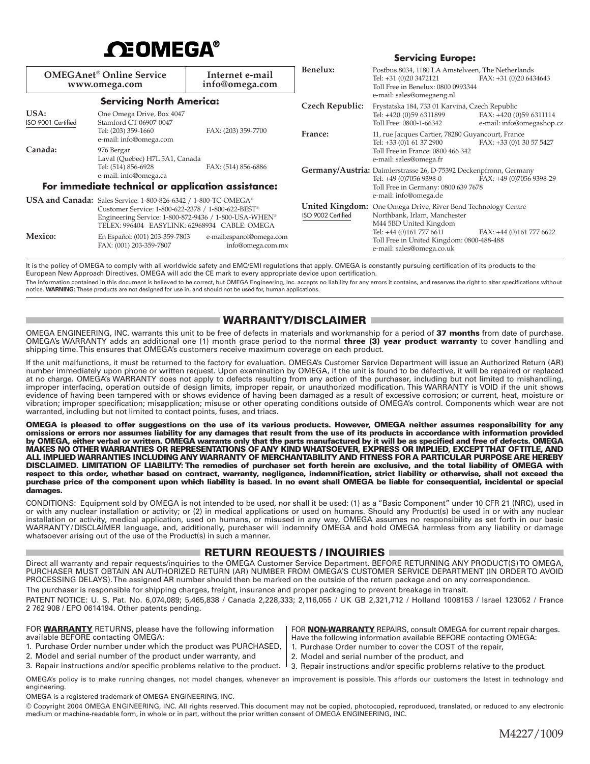# OMEGA®

| OMEGAnet® Online Service www.omega.com | Internet e-mail info@omega.com |
|---|---|

## Servicing North America:

**USA:** ISO 9001 Certified
One Omega Drive, Box 4047
Stamford CT 06907-0047
Tel: (203) 359-1660 FAX: (203) 359-7700
e-mail: info@omega.com

**Canada:**
976 Bergar
Laval (Quebec) H7L 5A1, Canada
Tel: (514) 856-6928 FAX: (514) 856-6886
e-mail: info@omega.ca

## For immediate technical or application assistance:

**USA and Canada:** Sales Service: 1-800-826-6342 / 1-800-TC-OMEGA®
Customer Service: 1-800-622-2378 / 1-800-622-BEST®
Engineering Service: 1-800-872-9436 / 1-800-USA-WHEN®
TELEX: 996404 EASYLINK: 62968934 CABLE: OMEGA

**Mexico:** En Español: (001) 203-359-7803 e-mail:espanol@omega.com
FAX: (001) 203-359-7807 info@omega.com.mx

## Servicing Europe:

**Benelux:** Postbus 8034, 1180 LA Amstelveen, The Netherlands
Tel: +31 (0)20 3472121 FAX: +31 (0)20 6434643
Toll Free in Benelux: 0800 0993344
e-mail: sales@omegaeng.nl

**Czech Republic:** Frystatska 184, 733 01 Karviná, Czech Republic
Tel: +420 (0)59 6311899 FAX: +420 (0)59 6311114
Toll Free: 0800-1-66342 e-mail: info@omegashop.cz

**France:** 11, rue Jacques Cartier, 78280 Guyancourt, France
Tel: +33 (0)1 61 37 2900 FAX: +33 (0)1 30 57 5427
Toll Free in France: 0800 466 342
e-mail: sales@omega.fr

**Germany/Austria:** Daimlerstrasse 26, D-75392 Deckenpfronn, Germany
Tel: +49 (0)7056 9398-0 FAX: +49 (0)7056 9398-29
Toll Free in Germany: 0800 639 7678
e-mail: info@omega.de

**United Kingdom:** ISO 9002 Certified
One Omega Drive, River Bend Technology Centre
Northbank, Irlam, Manchester
M44 5BD United Kingdom
Tel: +44 (0)161 777 6611 FAX: +44 (0)161 777 6622
Toll Free in United Kingdom: 0800-488-488
e-mail: sales@omega.co.uk

It is the policy of OMEGA to comply with all worldwide safety and EMC/EMI regulations that apply. OMEGA is constantly pursuing certification of its products to the European New Approach Directives. OMEGA will add the CE mark to every appropriate device upon certification.

The information contained in this document is believed to be correct, but OMEGA Engineering, Inc. accepts no liability for any errors it contains, and reserves the right to alter specifications without notice. **WARNING:** These products are not designed for use in, and should not be used for, human applications.

## WARRANTY/DISCLAIMER

OMEGA ENGINEERING, INC. warrants this unit to be free of defects in materials and workmanship for a period of **37 months** from date of purchase. OMEGA's WARRANTY adds an additional one (1) month grace period to the normal **three (3) year product warranty** to cover handling and shipping time. This ensures that OMEGA's customers receive maximum coverage on each product.

If the unit malfunctions, it must be returned to the factory for evaluation. OMEGA's Customer Service Department will issue an Authorized Return (AR) number immediately upon phone or written request. Upon examination by OMEGA, if the unit is found to be defective, it will be repaired or replaced at no charge. OMEGA's WARRANTY does not apply to defects resulting from any action of the purchaser, including but not limited to mishandling, improper interfacing, operation outside of design limits, improper repair, or unauthorized modification. This WARRANTY is VOID if the unit shows evidence of having been tampered with or shows evidence of having been damaged as a result of excessive corrosion; or current, heat, moisture or vibration; improper specification; misapplication; misuse or other operating conditions outside of OMEGA's control. Components which wear are not warranted, including but not limited to contact points, fuses, and triacs.

**OMEGA is pleased to offer suggestions on the use of its various products. However, OMEGA neither assumes responsibility for any omissions or errors nor assumes liability for any damages that result from the use of its products in accordance with information provided by OMEGA, either verbal or written. OMEGA warrants only that the parts manufactured by it will be as specified and free of defects. OMEGA MAKES NO OTHER WARRANTIES OR REPRESENTATIONS OF ANY KIND WHATSOEVER, EXPRESS OR IMPLIED, EXCEPT THAT OF TITLE, AND ALL IMPLIED WARRANTIES INCLUDING ANY WARRANTY OF MERCHANTABILITY AND FITNESS FOR A PARTICULAR PURPOSE ARE HEREBY DISCLAIMED. LIMITATION OF LIABILITY: The remedies of purchaser set forth herein are exclusive, and the total liability of OMEGA with respect to this order, whether based on contract, warranty, negligence, indemnification, strict liability or otherwise, shall not exceed the purchase price of the component upon which liability is based. In no event shall OMEGA be liable for consequential, incidental or special damages.**

CONDITIONS: Equipment sold by OMEGA is not intended to be used, nor shall it be used: (1) as a "Basic Component" under 10 CFR 21 (NRC), used in or with any nuclear installation or activity; or (2) in medical applications or used on humans. Should any Product(s) be used in or with any nuclear installation or activity, medical application, used on humans, or misused in any way, OMEGA assumes no responsibility as set forth in our basic WARRANTY/DISCLAIMER language, and, additionally, purchaser will indemnify OMEGA and hold OMEGA harmless from any liability or damage whatsoever arising out of the use of the Product(s) in such a manner.

## RETURN REQUESTS / INQUIRIES

Direct all warranty and repair requests/inquiries to the OMEGA Customer Service Department. BEFORE RETURNING ANY PRODUCT(S) TO OMEGA, PURCHASER MUST OBTAIN AN AUTHORIZED RETURN (AR) NUMBER FROM OMEGA'S CUSTOMER SERVICE DEPARTMENT (IN ORDER TO AVOID PROCESSING DELAYS). The assigned AR number should then be marked on the outside of the return package and on any correspondence.

The purchaser is responsible for shipping charges, freight, insurance and proper packaging to prevent breakage in transit.

PATENT NOTICE: U. S. Pat. No. 6,074,089; 5,465,838 / Canada 2,228,333; 2,116,055 / UK GB 2,321,712 / Holland 1008153 / Israel 123052 / France 2 762 908 / EPO 0614194. Other patents pending.

FOR **WARRANTY** RETURNS, please have the following information available BEFORE contacting OMEGA:

1. Purchase Order number under which the product was PURCHASED,
2. Model and serial number of the product under warranty, and
3. Repair instructions and/or specific problems relative to the product.

FOR **NON-WARRANTY** REPAIRS, consult OMEGA for current repair charges. Have the following information available BEFORE contacting OMEGA:

1. Purchase Order number to cover the COST of the repair,
2. Model and serial number of the product, and
3. Repair instructions and/or specific problems relative to the product.

OMEGA's policy is to make running changes, not model changes, whenever an improvement is possible. This affords our customers the latest in technology and engineering.

OMEGA is a registered trademark of OMEGA ENGINEERING, INC.

© Copyright 2004 OMEGA ENGINEERING, INC. All rights reserved. This document may not be copied, photocopied, reproduced, translated, or reduced to any electronic medium or machine-readable form, in whole or in part, without the prior written consent of OMEGA ENGINEERING, INC.

M4227/1009